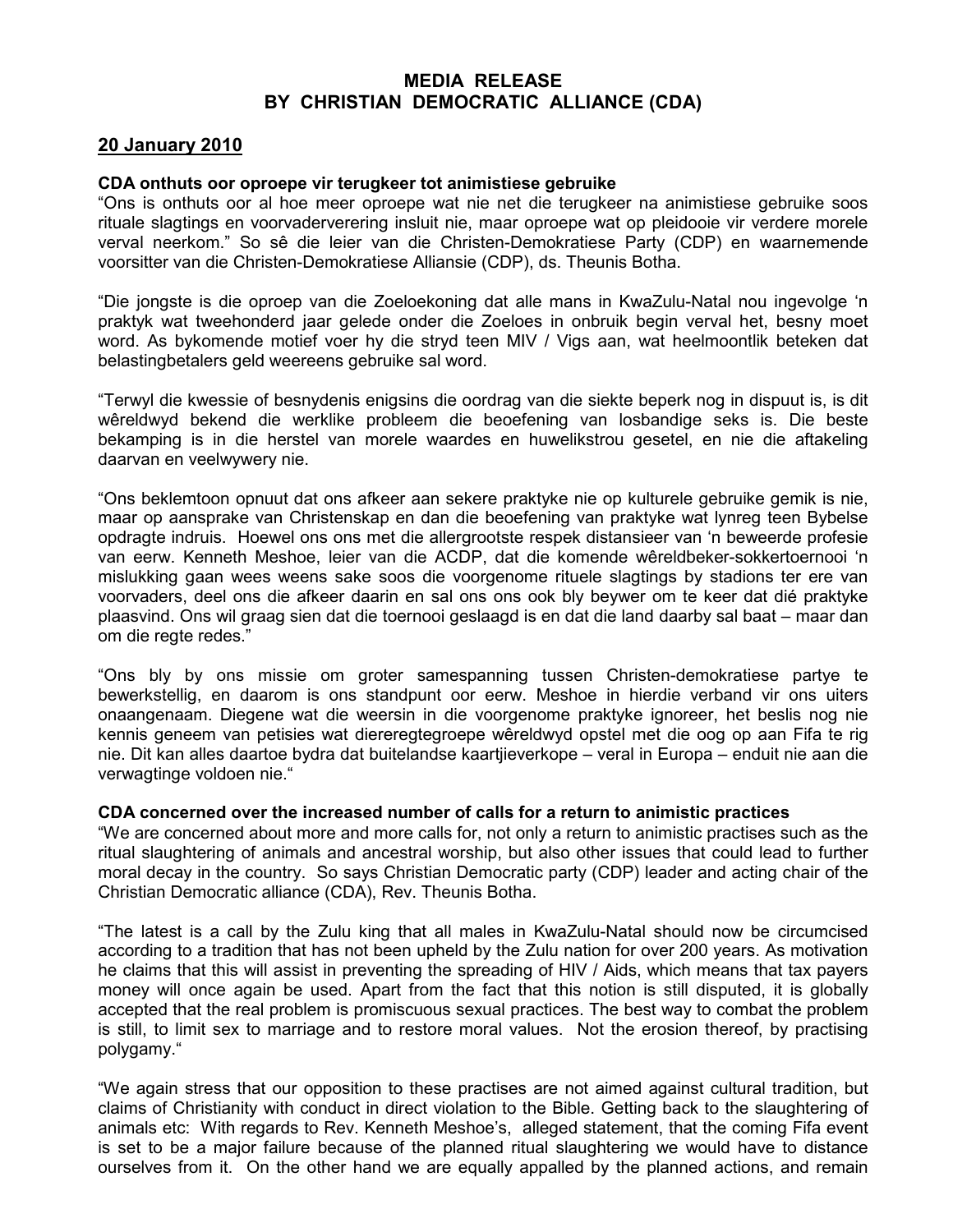**MEDIA RELEASE**
**BY CHRISTIAN DEMOCRATIC ALLIANCE (CDA)**

**20 January 2010**

**CDA onthuts oor oproepe vir terugkeer tot animistiese gebruike**

"Ons is onthuts oor al hoe meer oproepe wat nie net die terugkeer na animistiese gebruike soos rituale slagtings en voorvaderverering insluit nie, maar oproepe wat op pleidooie vir verdere morele verval neerkom." So sê die leier van die Christen-Demokratiese Party (CDP) en waarnemende voorsitter van die Christen-Demokratiese Alliansie (CDP), ds. Theunis Botha.

"Die jongste is die oproep van die Zoeloekoning dat alle mans in KwaZulu-Natal nou ingevolge 'n praktyk wat tweehonderd jaar gelede onder die Zoeloes in onbruik begin verval het, besny moet word. As bykomende motief voer hy die stryd teen MIV / Vigs aan, wat heelmoontlik beteken dat belastingbetalers geld weereens gebruike sal word.

"Terwyl die kwessie of besnydenis enigsins die oordrag van die siekte beperk nog in dispuut is, is dit wêreldwyd bekend die werklike probleem die beoefening van losbandige seks is. Die beste bekamping is in die herstel van morele waardes en huwelikstrou gesetel, en nie die aftakeling daarvan en veelwywery nie.

"Ons beklemtoon opnuut dat ons afkeer aan sekere praktyke nie op kulturele gebruike gemik is nie, maar op aansprake van Christenskap en dan die beoefening van praktyke wat lynreg teen Bybelse opdragte indruis. Hoewel ons ons met die allergrootste respek distansieer van 'n beweerde profesie van eerw. Kenneth Meshoe, leier van die ACDP, dat die komende wêreldbeker-sokkertoernooi 'n mislukking gaan wees weens sake soos die voorgenome rituele slagtings by stadions ter ere van voorvaders, deel ons die afkeer daarin en sal ons ons ook bly beywer om te keer dat dié praktyke plaasvind. Ons wil graag sien dat die toernooi geslaagd is en dat die land daarby sal baat – maar dan om die regte redes."

"Ons bly by ons missie om groter samespanning tussen Christen-demokratiese partye te bewerkstellig, en daarom is ons standpunt oor eerw. Meshoe in hierdie verband vir ons uiters onaangenaam. Diegene wat die weersin in die voorgenome praktyke ignoreer, het beslis nog nie kennis geneem van petisies wat diereregtegroepe wêreldwyd opstel met die oog op aan Fifa te rig nie. Dit kan alles daartoe bydra dat buitelandse kaartjieverkope – veral in Europa – enduit nie aan die verwagtinge voldoen nie."

**CDA concerned over the increased number of calls for a return to animistic practices**

"We are concerned about more and more calls for, not only a return to animistic practises such as the ritual slaughtering of animals and ancestral worship, but also other issues that could lead to further moral decay in the country. So says Christian Democratic party (CDP) leader and acting chair of the Christian Democratic alliance (CDA), Rev. Theunis Botha.

"The latest is a call by the Zulu king that all males in KwaZulu-Natal should now be circumcised according to a tradition that has not been upheld by the Zulu nation for over 200 years. As motivation he claims that this will assist in preventing the spreading of HIV / Aids, which means that tax payers money will once again be used. Apart from the fact that this notion is still disputed, it is globally accepted that the real problem is promiscuous sexual practices. The best way to combat the problem is still, to limit sex to marriage and to restore moral values. Not the erosion thereof, by practising polygamy."

"We again stress that our opposition to these practises are not aimed against cultural tradition, but claims of Christianity with conduct in direct violation to the Bible. Getting back to the slaughtering of animals etc: With regards to Rev. Kenneth Meshoe's, alleged statement, that the coming Fifa event is set to be a major failure because of the planned ritual slaughtering we would have to distance ourselves from it. On the other hand we are equally appalled by the planned actions, and remain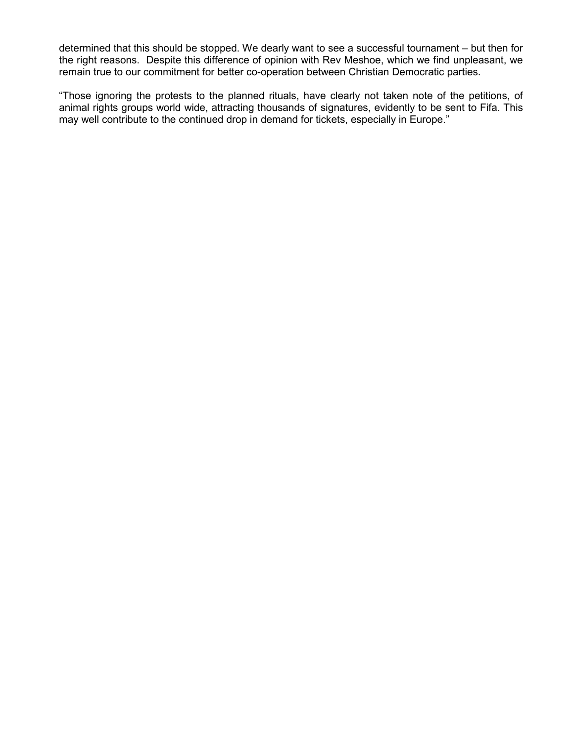determined that this should be stopped. We dearly want to see a successful tournament – but then for the right reasons. Despite this difference of opinion with Rev Meshoe, which we find unpleasant, we remain true to our commitment for better co-operation between Christian Democratic parties.

"Those ignoring the protests to the planned rituals, have clearly not taken note of the petitions, of animal rights groups world wide, attracting thousands of signatures, evidently to be sent to Fifa. This may well contribute to the continued drop in demand for tickets, especially in Europe."